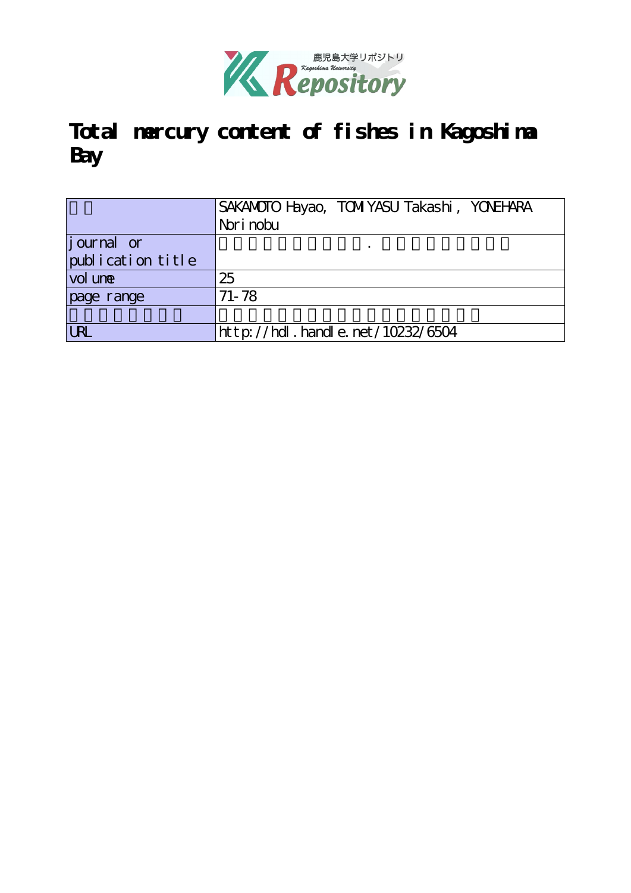# Total mercury content of fishes in Kagoshima Bay

| | |
|---|---|
| | SAKAMOTO Hayao, TOMIYASU Takashi, YONEHARA Norinobu |
| journal or publication title | |
| volume | 25 |
| page range | 71-78 |
| | |
| URL | http://hdl.handle.net/10232/6504 |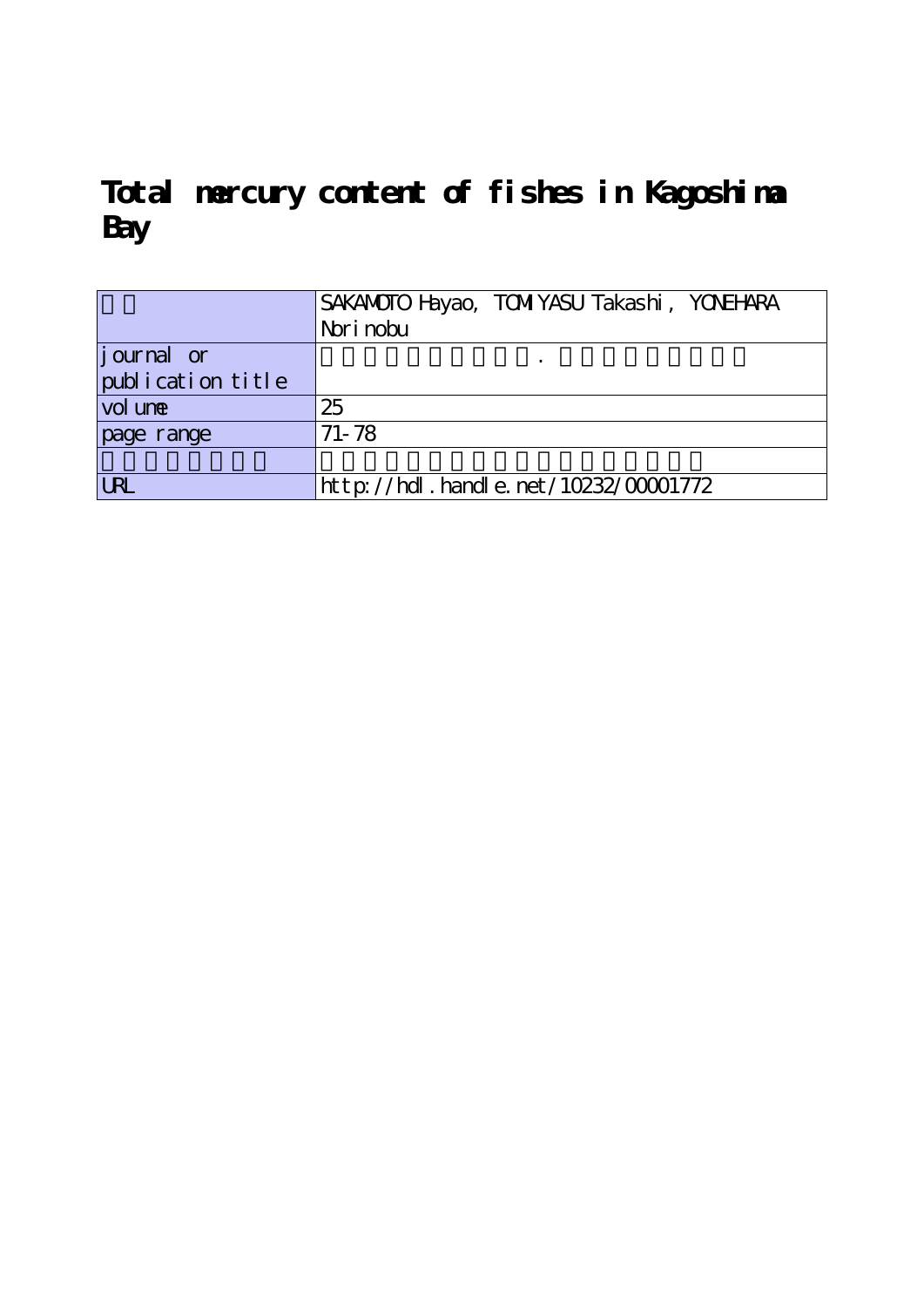# Total mercury content of fishes in Kagoshima Bay

| | |
|---|---|
| | SAKAMOTO Hayao, TOMIYASU Takashi, YONEHARA Norinobu |
| journal or publication title | . |
| volume | 25 |
| page range | 71-78 |
| | |
| URL | http://hdl.handle.net/10232/00001772 |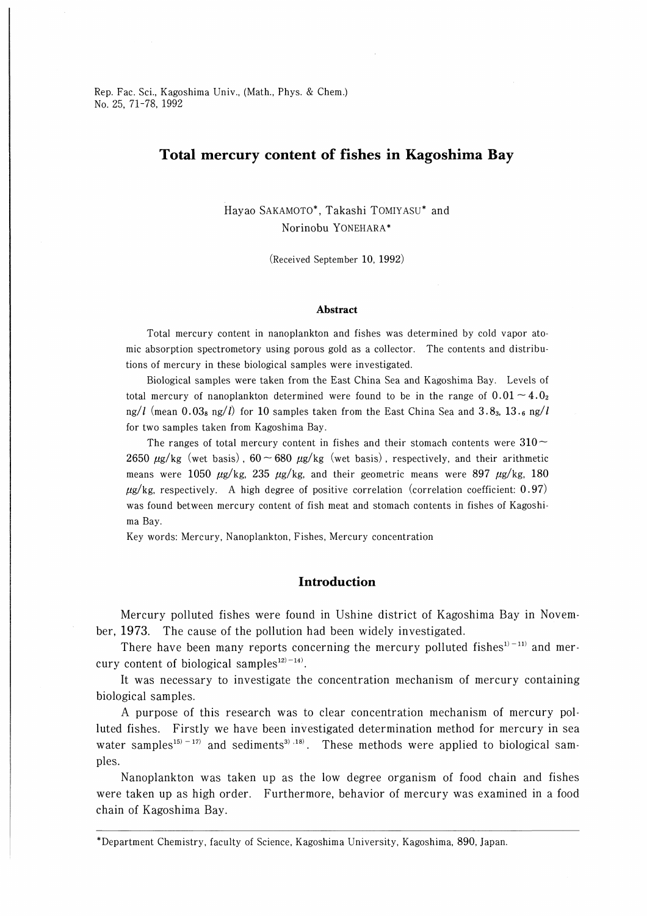Rep. Fac. Sci., Kagoshima Univ., (Math., Phys. & Chem.)
No. 25, 71-78, 1992

# Total mercury content of fishes in Kagoshima Bay

Hayao SAKAMOTO*, Takashi TOMIYASU* and Norinobu YONEHARA*

(Received September 10, 1992)

## Abstract

Total mercury content in nanoplankton and fishes was determined by cold vapor atomic absorption spectrometory using porous gold as a collector. The contents and distributions of mercury in these biological samples were investigated.

Biological samples were taken from the East China Sea and Kagoshima Bay. Levels of total mercury of nanoplankton determined were found to be in the range of $0.01 \sim 4.0_2$ ng/$l$ (mean $0.03_8$ ng/$l$) for 10 samples taken from the East China Sea and $3.8_3$, $13._6$ ng/$l$ for two samples taken from Kagoshima Bay.

The ranges of total mercury content in fishes and their stomach contents were $310 \sim 2650$ $\mu$g/kg (wet basis), $60 \sim 680$ $\mu$g/kg (wet basis), respectively, and their arithmetic means were 1050 $\mu$g/kg, 235 $\mu$g/kg, and their geometric means were 897 $\mu$g/kg, 180 $\mu$g/kg, respectively. A high degree of positive correlation (correlation coefficient: 0.97) was found between mercury content of fish meat and stomach contents in fishes of Kagoshima Bay.

Key words: Mercury, Nanoplankton, Fishes, Mercury concentration

## Introduction

Mercury polluted fishes were found in Ushine district of Kagoshima Bay in November, 1973. The cause of the pollution had been widely investigated.

There have been many reports concerning the mercury polluted fishes[1)-11)] and mercury content of biological samples[12)-14)].

It was necessary to investigate the concentration mechanism of mercury containing biological samples.

A purpose of this research was to clear concentration mechanism of mercury polluted fishes. Firstly we have been investigated determination method for mercury in sea water samples[15)-17)] and sediments[3),18)]. These methods were applied to biological samples.

Nanoplankton was taken up as the low degree organism of food chain and fishes were taken up as high order. Furthermore, behavior of mercury was examined in a food chain of Kagoshima Bay.

*Department Chemistry, faculty of Science, Kagoshima University, Kagoshima, 890, Japan.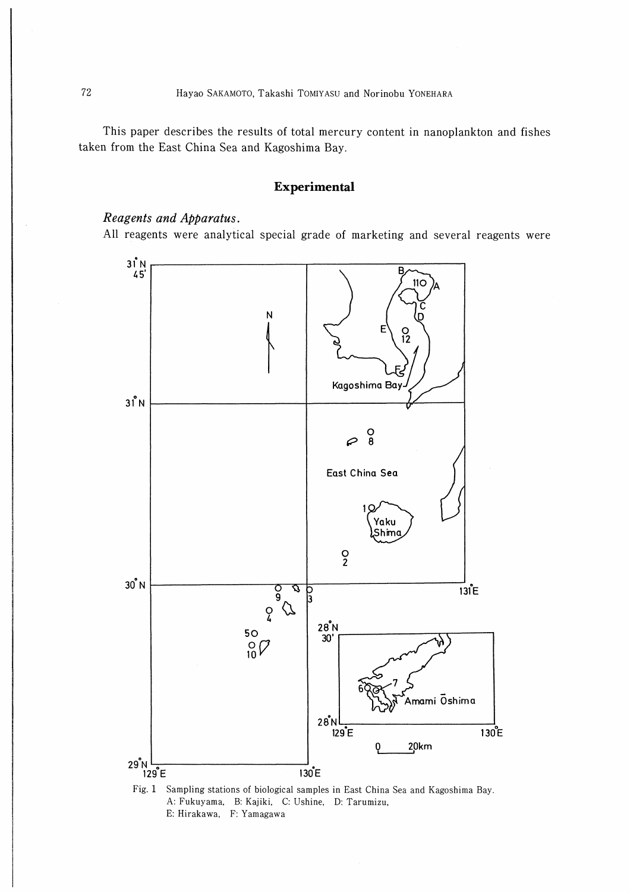This paper describes the results of total mercury content in nanoplankton and fishes taken from the East China Sea and Kagoshima Bay.

## Experimental

### *Reagents and Apparatus.*

All reagents were analytical special grade of marketing and several reagents were

Fig. 1 Sampling stations of biological samples in East China Sea and Kagoshima Bay. A: Fukuyama, B: Kajiki, C: Ushine, D: Tarumizu, E: Hirakawa, F: Yamagawa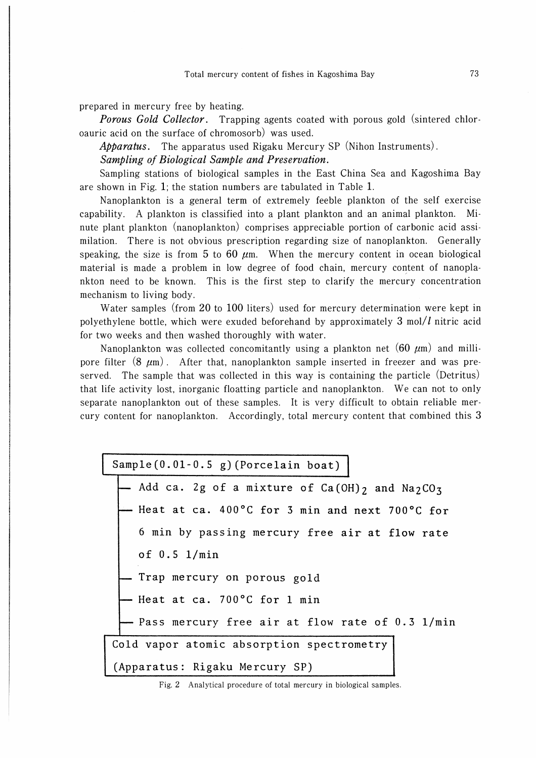prepared in mercury free by heating.

***Porous Gold Collector*.** Trapping agents coated with porous gold (sintered chloroauric acid on the surface of chromosorb) was used.

***Apparatus*.** The apparatus used Rigaku Mercury SP (Nihon Instruments).

***Sampling of Biological Sample and Preservation*.**

Sampling stations of biological samples in the East China Sea and Kagoshima Bay are shown in Fig. 1; the station numbers are tabulated in Table 1.

Nanoplankton is a general term of extremely feeble plankton of the self exercise capability. A plankton is classified into a plant plankton and an animal plankton. Minute plant plankton (nanoplankton) comprises appreciable portion of carbonic acid assimilation. There is not obvious prescription regarding size of nanoplankton. Generally speaking, the size is from 5 to 60 $\mu$m. When the mercury content in ocean biological material is made a problem in low degree of food chain, mercury content of nanoplankton need to be known. This is the first step to clarify the mercury concentration mechanism to living body.

Water samples (from 20 to 100 liters) used for mercury determination were kept in polyethylene bottle, which were exuded beforehand by approximately 3 mol/$l$ nitric acid for two weeks and then washed thoroughly with water.

Nanoplankton was collected concomitantly using a plankton net (60 $\mu$m) and millipore filter (8 $\mu$m). After that, nanoplankton sample inserted in freezer and was preserved. The sample that was collected in this way is containing the particle (Detritus) that life activity lost, inorganic floatting particle and nanoplankton. We can not to only separate nanoplankton out of these samples. It is very difficult to obtain reliable mercury content for nanoplankton. Accordingly, total mercury content that combined this 3

```
Sample (0.01-0.5 g) (Porcelain boat)
 ├─ Add ca. 2g of a mixture of Ca(OH)2 and Na2CO3
 ├─ Heat at ca. 400°C for 3 min and next 700°C for
 │  6 min by passing mercury free air at flow rate
 │  of 0.5 l/min
 ├─ Trap mercury on porous gold
 ├─ Heat at ca. 700°C for 1 min
 └─ Pass mercury free air at flow rate of 0.3 l/min
Cold vapor atomic absorption spectrometry
(Apparatus: Rigaku Mercury SP)
```

Fig. 2 Analytical procedure of total mercury in biological samples.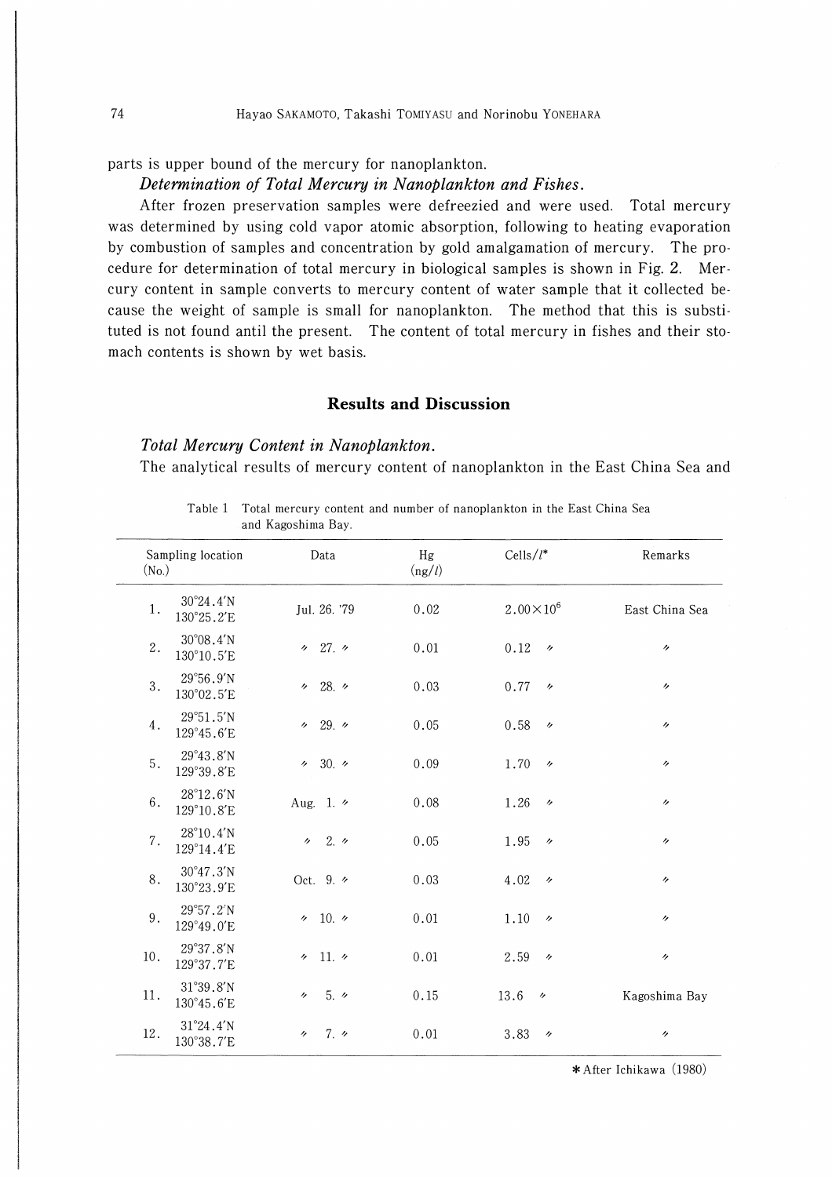parts is upper bound of the mercury for nanoplankton.

*Determination of Total Mercury in Nanoplankton and Fishes.*

After frozen preservation samples were defreezied and were used. Total mercury was determined by using cold vapor atomic absorption, following to heating evaporation by combustion of samples and concentration by gold amalgamation of mercury. The procedure for determination of total mercury in biological samples is shown in Fig. 2. Mercury content in sample converts to mercury content of water sample that it collected because the weight of sample is small for nanoplankton. The method that this is substituted is not found antil the present. The content of total mercury in fishes and their stomach contents is shown by wet basis.

## Results and Discussion

*Total Mercury Content in Nanoplankton.*

The analytical results of mercury content of nanoplankton in the East China Sea and

Table 1 Total mercury content and number of nanoplankton in the East China Sea and Kagoshima Bay.

| Sampling location (No.) | | Data | Hg (ng/l) | Cells/l* | Remarks |
|---|---|---|---|---|---|
| 1. | 30°24.4′N 130°25.2′E | Jul. 26. '79 | 0.02 | $2.00 \times 10^6$ | East China Sea |
| 2. | 30°08.4′N 130°10.5′E | 〃 27. 〃 | 0.01 | 0.12 〃 | 〃 |
| 3. | 29°56.9′N 130°02.5′E | 〃 28. 〃 | 0.03 | 0.77 〃 | 〃 |
| 4. | 29°51.5′N 129°45.6′E | 〃 29. 〃 | 0.05 | 0.58 〃 | 〃 |
| 5. | 29°43.8′N 129°39.8′E | 〃 30. 〃 | 0.09 | 1.70 〃 | 〃 |
| 6. | 28°12.6′N 129°10.8′E | Aug. 1. 〃 | 0.08 | 1.26 〃 | 〃 |
| 7. | 28°10.4′N 129°14.4′E | 〃 2. 〃 | 0.05 | 1.95 〃 | 〃 |
| 8. | 30°47.3′N 130°23.9′E | Oct. 9. 〃 | 0.03 | 4.02 〃 | 〃 |
| 9. | 29°57.2′N 129°49.0′E | 〃 10. 〃 | 0.01 | 1.10 〃 | 〃 |
| 10. | 29°37.8′N 129°37.7′E | 〃 11. 〃 | 0.01 | 2.59 〃 | 〃 |
| 11. | 31°39.8′N 130°45.6′E | 〃 5. 〃 | 0.15 | 13.6 〃 | Kagoshima Bay |
| 12. | 31°24.4′N 130°38.7′E | 〃 7. 〃 | 0.01 | 3.83 〃 | 〃 |

*After Ichikawa (1980)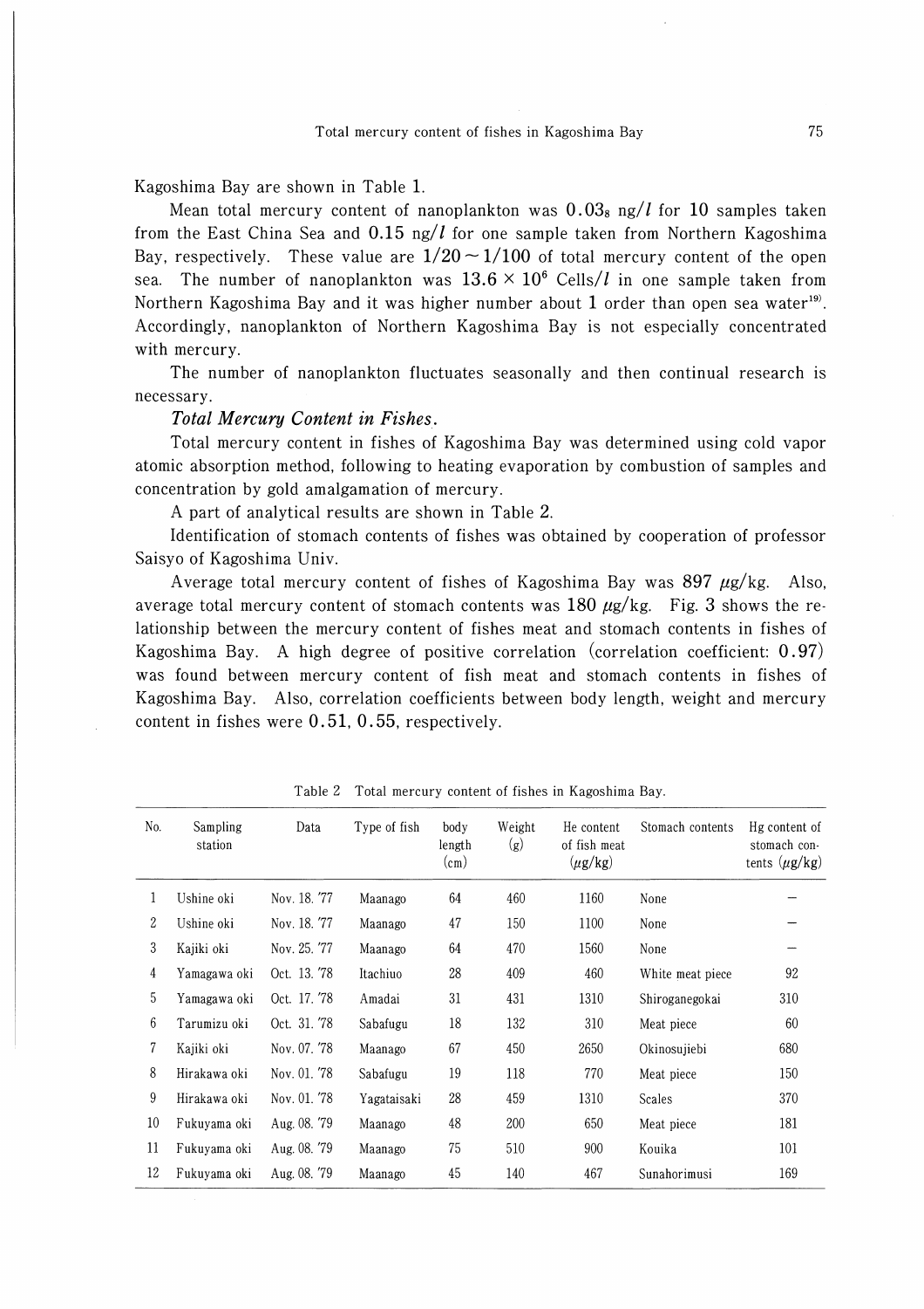Kagoshima Bay are shown in Table 1.

Mean total mercury content of nanoplankton was $0.03_8$ ng/$l$ for 10 samples taken from the East China Sea and 0.15 ng/$l$ for one sample taken from Northern Kagoshima Bay, respectively. These value are $1/20 \sim 1/100$ of total mercury content of the open sea. The number of nanoplankton was $13.6 \times 10^6$ Cells/$l$ in one sample taken from Northern Kagoshima Bay and it was higher number about 1 order than open sea water[19]. Accordingly, nanoplankton of Northern Kagoshima Bay is not especially concentrated with mercury.

The number of nanoplankton fluctuates seasonally and then continual research is necessary.

***Total Mercury Content in Fishes.***

Total mercury content in fishes of Kagoshima Bay was determined using cold vapor atomic absorption method, following to heating evaporation by combustion of samples and concentration by gold amalgamation of mercury.

A part of analytical results are shown in Table 2.

Identification of stomach contents of fishes was obtained by cooperation of professor Saisyo of Kagoshima Univ.

Average total mercury content of fishes of Kagoshima Bay was 897 $\mu$g/kg. Also, average total mercury content of stomach contents was 180 $\mu$g/kg. Fig. 3 shows the relationship between the mercury content of fishes meat and stomach contents in fishes of Kagoshima Bay. A high degree of positive correlation (correlation coefficient: 0.97) was found between mercury content of fish meat and stomach contents in fishes of Kagoshima Bay. Also, correlation coefficients between body length, weight and mercury content in fishes were 0.51, 0.55, respectively.

Table 2 Total mercury content of fishes in Kagoshima Bay.

| No. | Sampling station | Data | Type of fish | body length (cm) | Weight (g) | He content of fish meat ($\mu$g/kg) | Stomach contents | Hg content of stomach contents ($\mu$g/kg) |
|---|---|---|---|---|---|---|---|---|
| 1 | Ushine oki | Nov. 18. '77 | Maanago | 64 | 460 | 1160 | None | – |
| 2 | Ushine oki | Nov. 18. '77 | Maanago | 47 | 150 | 1100 | None | – |
| 3 | Kajiki oki | Nov. 25. '77 | Maanago | 64 | 470 | 1560 | None | – |
| 4 | Yamagawa oki | Oct. 13. '78 | Itachiuo | 28 | 409 | 460 | White meat piece | 92 |
| 5 | Yamagawa oki | Oct. 17. '78 | Amadai | 31 | 431 | 1310 | Shiroganegokai | 310 |
| 6 | Tarumizu oki | Oct. 31. '78 | Sabafugu | 18 | 132 | 310 | Meat piece | 60 |
| 7 | Kajiki oki | Nov. 07. '78 | Maanago | 67 | 450 | 2650 | Okinosujiebi | 680 |
| 8 | Hirakawa oki | Nov. 01. '78 | Sabafugu | 19 | 118 | 770 | Meat piece | 150 |
| 9 | Hirakawa oki | Nov. 01. '78 | Yagataisaki | 28 | 459 | 1310 | Scales | 370 |
| 10 | Fukuyama oki | Aug. 08. '79 | Maanago | 48 | 200 | 650 | Meat piece | 181 |
| 11 | Fukuyama oki | Aug. 08. '79 | Maanago | 75 | 510 | 900 | Kouika | 101 |
| 12 | Fukuyama oki | Aug. 08. '79 | Maanago | 45 | 140 | 467 | Sunahorimusi | 169 |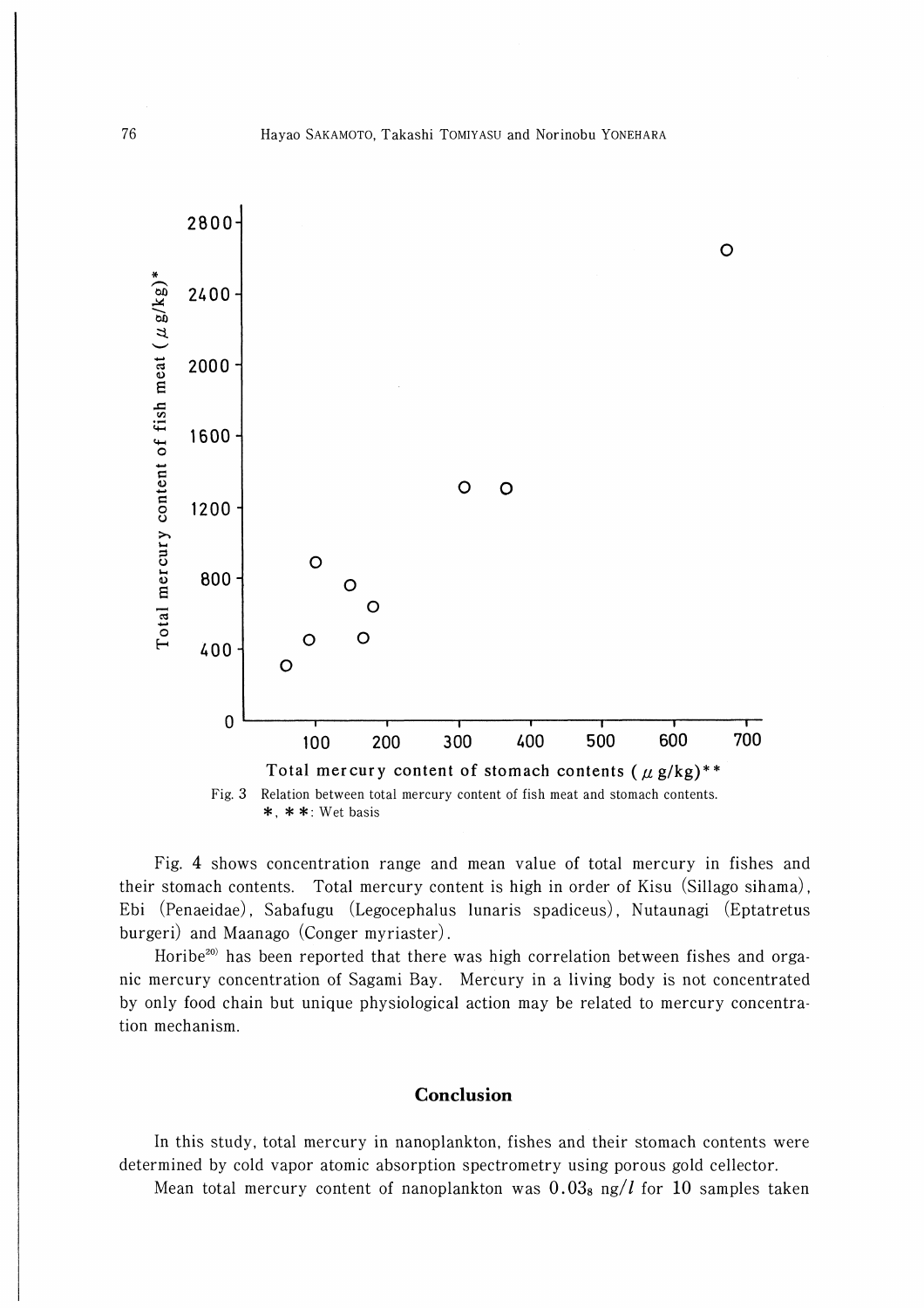Fig. 3 Relation between total mercury content of fish meat and stomach contents.
*, **: Wet basis

Fig. 4 shows concentration range and mean value of total mercury in fishes and their stomach contents. Total mercury content is high in order of Kisu (Sillago sihama), Ebi (Penaeidae), Sabafugu (Legocephalus lunaris spadiceus), Nutaunagi (Eptatretus burgeri) and Maanago (Conger myriaster).

Horibe[20] has been reported that there was high correlation between fishes and organic mercury concentration of Sagami Bay. Mercury in a living body is not concentrated by only food chain but unique physiological action may be related to mercury concentration mechanism.

## Conclusion

In this study, total mercury in nanoplankton, fishes and their stomach contents were determined by cold vapor atomic absorption spectrometry using porous gold cellector.

Mean total mercury content of nanoplankton was $0.03_8$ ng/$l$ for 10 samples taken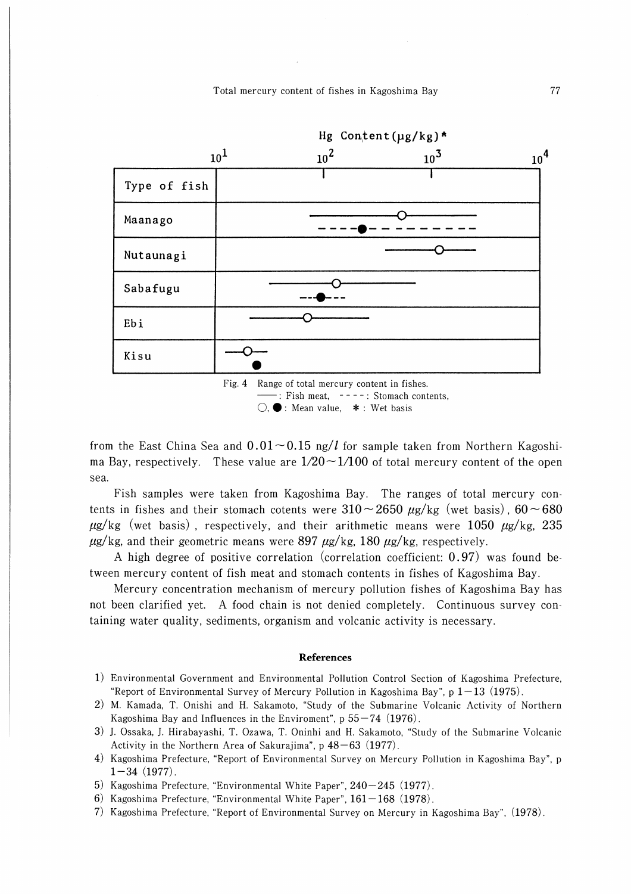Fig. 4 Range of total mercury content in fishes. ——: Fish meat, - - - -: Stomach contents, ○, ●: Mean value, \*: Wet basis

from the East China Sea and 0.01～0.15 ng/$l$ for sample taken from Northern Kagoshima Bay, respectively. These value are 1/20～1/100 of total mercury content of the open sea.

Fish samples were taken from Kagoshima Bay. The ranges of total mercury contents in fishes and their stomach cotents were 310～2650 $\mu$g/kg (wet basis), 60～680 $\mu$g/kg (wet basis), respectively, and their arithmetic means were 1050 $\mu$g/kg, 235 $\mu$g/kg, and their geometric means were 897 $\mu$g/kg, 180 $\mu$g/kg, respectively.

A high degree of positive correlation (correlation coefficient: 0.97) was found between mercury content of fish meat and stomach contents in fishes of Kagoshima Bay.

Mercury concentration mechanism of mercury pollution fishes of Kagoshima Bay has not been clarified yet. A food chain is not denied completely. Continuous survey containing water quality, sediments, organism and volcanic activity is necessary.

## References

1) Environmental Government and Environmental Pollution Control Section of Kagoshima Prefecture, "Report of Environmental Survey of Mercury Pollution in Kagoshima Bay", p 1－13 (1975).
2) M. Kamada, T. Onishi and H. Sakamoto, "Study of the Submarine Volcanic Activity of Northern Kagoshima Bay and Influences in the Enviroment", p 55－74 (1976).
3) J. Ossaka, J. Hirabayashi, T. Ozawa, T. Oninhi and H. Sakamoto, "Study of the Submarine Volcanic Activity in the Northern Area of Sakurajima", p 48－63 (1977).
4) Kagoshima Prefecture, "Report of Environmental Survey on Mercury Pollution in Kagoshima Bay", p 1－34 (1977).
5) Kagoshima Prefecture, "Environmental White Paper", 240－245 (1977).
6) Kagoshima Prefecture, "Environmental White Paper", 161－168 (1978).
7) Kagoshima Prefecture, "Report of Environmental Survey on Mercury in Kagoshima Bay", (1978).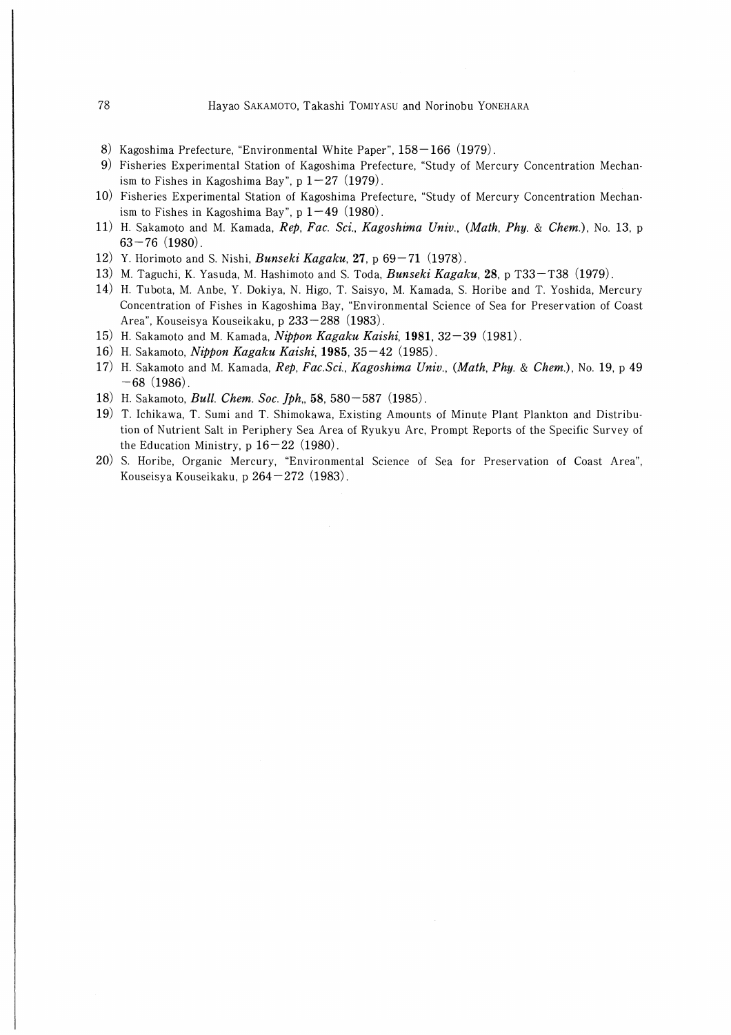8) Kagoshima Prefecture, "Environmental White Paper", 158−166 (1979).
9) Fisheries Experimental Station of Kagoshima Prefecture, "Study of Mercury Concentration Mechanism to Fishes in Kagoshima Bay", p 1−27 (1979).
10) Fisheries Experimental Station of Kagoshima Prefecture, "Study of Mercury Concentration Mechanism to Fishes in Kagoshima Bay", p 1−49 (1980).
11) H. Sakamoto and M. Kamada, *Rep, Fac. Sci., Kagoshima Univ., (Math, Phy. & Chem.)*, No. 13, p 63−76 (1980).
12) Y. Horimoto and S. Nishi, *Bunseki Kagaku*, **27**, p 69−71 (1978).
13) M. Taguchi, K. Yasuda, M. Hashimoto and S. Toda, *Bunseki Kagaku*, **28**, p T33−T38 (1979).
14) H. Tubota, M. Anbe, Y. Dokiya, N. Higo, T. Saisyo, M. Kamada, S. Horibe and T. Yoshida, Mercury Concentration of Fishes in Kagoshima Bay, "Environmental Science of Sea for Preservation of Coast Area", Kouseisya Kouseikaku, p 233−288 (1983).
15) H. Sakamoto and M. Kamada, *Nippon Kagaku Kaishi*, **1981**, 32−39 (1981).
16) H. Sakamoto, *Nippon Kagaku Kaishi*, **1985**, 35−42 (1985).
17) H. Sakamoto and M. Kamada, *Rep, Fac.Sci., Kagoshima Univ., (Math, Phy. & Chem.)*, No. 19, p 49−68 (1986).
18) H. Sakamoto, *Bull. Chem. Soc. Jph,*, **58**, 580−587 (1985).
19) T. Ichikawa, T. Sumi and T. Shimokawa, Existing Amounts of Minute Plant Plankton and Distribution of Nutrient Salt in Periphery Sea Area of Ryukyu Arc, Prompt Reports of the Specific Survey of the Education Ministry, p 16−22 (1980).
20) S. Horibe, Organic Mercury, "Environmental Science of Sea for Preservation of Coast Area", Kouseisya Kouseikaku, p 264−272 (1983).